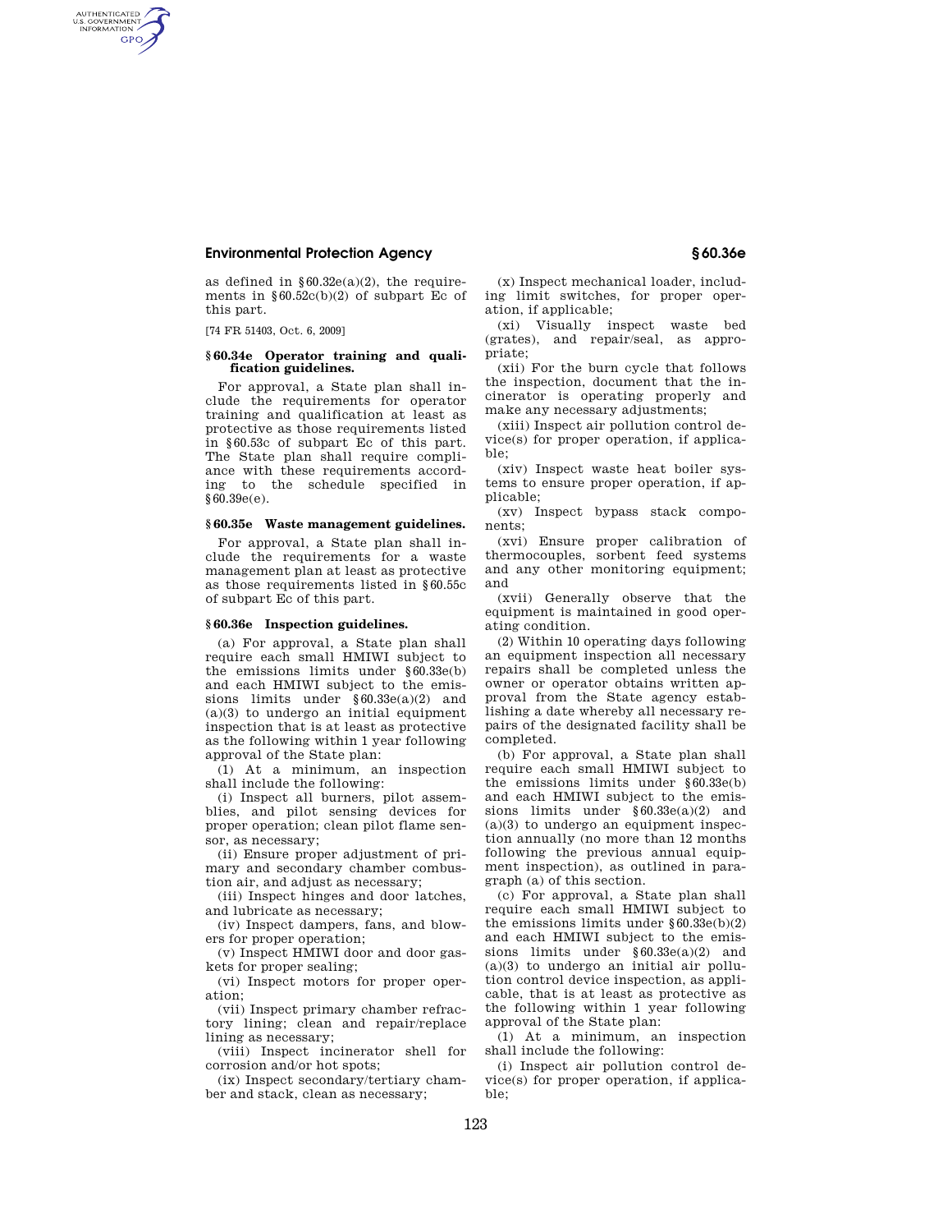as defined in §60.32e(a)(2), the requirements in §60.52c(b)(2) of subpart Ec of this part.

[74 FR 51403, Oct. 6, 2009]

### §60.34e Operator training and qualification guidelines.

For approval, a State plan shall include the requirements for operator training and qualification at least as protective as those requirements listed in §60.53c of subpart Ec of this part. The State plan shall require compliance with these requirements according to the schedule specified in §60.39e(e).

### §60.35e Waste management guidelines.

For approval, a State plan shall include the requirements for a waste management plan at least as protective as those requirements listed in §60.55c of subpart Ec of this part.

### §60.36e Inspection guidelines.

(a) For approval, a State plan shall require each small HMIWI subject to the emissions limits under §60.33e(b) and each HMIWI subject to the emissions limits under §60.33e(a)(2) and (a)(3) to undergo an initial equipment inspection that is at least as protective as the following within 1 year following approval of the State plan:

(1) At a minimum, an inspection shall include the following:

(i) Inspect all burners, pilot assemblies, and pilot sensing devices for proper operation; clean pilot flame sensor, as necessary;

(ii) Ensure proper adjustment of primary and secondary chamber combustion air, and adjust as necessary;

(iii) Inspect hinges and door latches, and lubricate as necessary;

(iv) Inspect dampers, fans, and blowers for proper operation;

(v) Inspect HMIWI door and door gaskets for proper sealing;

(vi) Inspect motors for proper operation;

(vii) Inspect primary chamber refractory lining; clean and repair/replace lining as necessary;

(viii) Inspect incinerator shell for corrosion and/or hot spots;

(ix) Inspect secondary/tertiary chamber and stack, clean as necessary;

(x) Inspect mechanical loader, including limit switches, for proper operation, if applicable;

(xi) Visually inspect waste bed (grates), and repair/seal, as appropriate;

(xii) For the burn cycle that follows the inspection, document that the incinerator is operating properly and make any necessary adjustments;

(xiii) Inspect air pollution control device(s) for proper operation, if applicable;

(xiv) Inspect waste heat boiler systems to ensure proper operation, if applicable;

(xv) Inspect bypass stack components;

(xvi) Ensure proper calibration of thermocouples, sorbent feed systems and any other monitoring equipment; and

(xvii) Generally observe that the equipment is maintained in good operating condition.

(2) Within 10 operating days following an equipment inspection all necessary repairs shall be completed unless the owner or operator obtains written approval from the State agency establishing a date whereby all necessary repairs of the designated facility shall be completed.

(b) For approval, a State plan shall require each small HMIWI subject to the emissions limits under §60.33e(b) and each HMIWI subject to the emissions limits under §60.33e(a)(2) and (a)(3) to undergo an equipment inspection annually (no more than 12 months following the previous annual equipment inspection), as outlined in paragraph (a) of this section.

(c) For approval, a State plan shall require each small HMIWI subject to the emissions limits under §60.33e(b)(2) and each HMIWI subject to the emissions limits under §60.33e(a)(2) and (a)(3) to undergo an initial air pollution control device inspection, as applicable, that is at least as protective as the following within 1 year following approval of the State plan:

(1) At a minimum, an inspection shall include the following:

(i) Inspect air pollution control device(s) for proper operation, if applicable;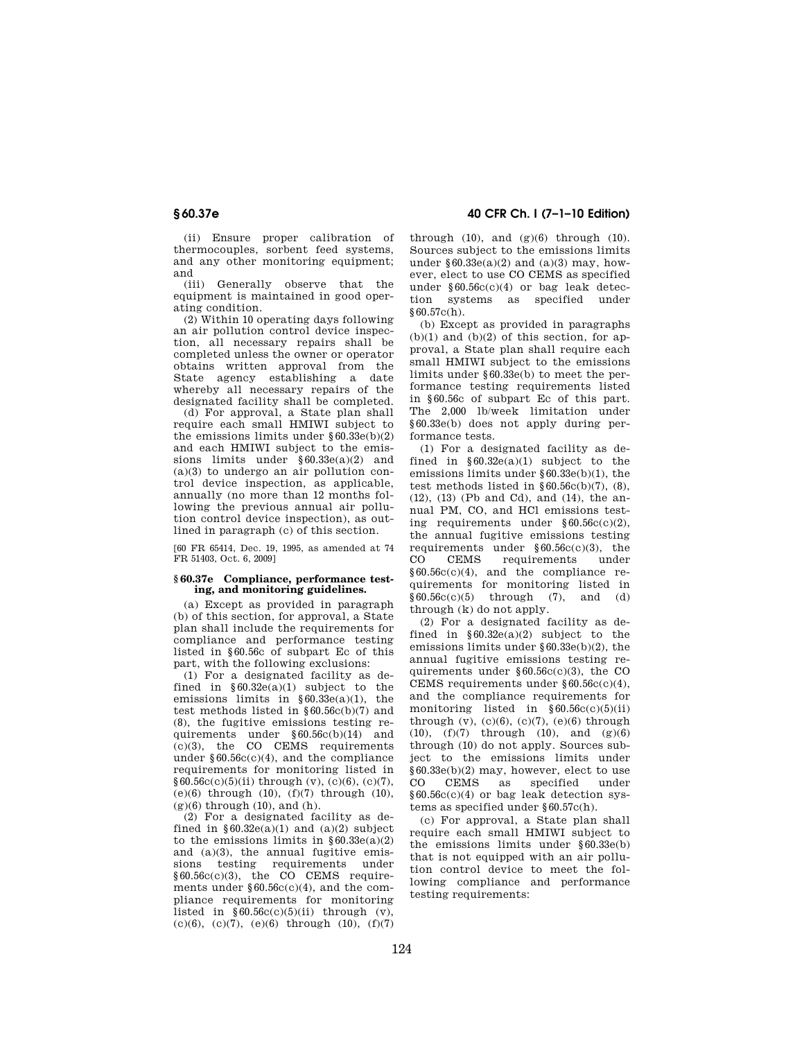(ii) Ensure proper calibration of thermocouples, sorbent feed systems, and any other monitoring equipment; and

(iii) Generally observe that the equipment is maintained in good operating condition.

(2) Within 10 operating days following an air pollution control device inspection, all necessary repairs shall be completed unless the owner or operator obtains written approval from the State agency establishing a date whereby all necessary repairs of the designated facility shall be completed.

(d) For approval, a State plan shall require each small HMIWI subject to the emissions limits under §60.33e(b)(2) and each HMIWI subject to the emissions limits under §60.33e(a)(2) and (a)(3) to undergo an air pollution control device inspection, as applicable, annually (no more than 12 months following the previous annual air pollution control device inspection), as outlined in paragraph (c) of this section.

[60 FR 65414, Dec. 19, 1995, as amended at 74 FR 51403, Oct. 6, 2009]

### §60.37e Compliance, performance testing, and monitoring guidelines.

(a) Except as provided in paragraph (b) of this section, for approval, a State plan shall include the requirements for compliance and performance testing listed in §60.56c of subpart Ec of this part, with the following exclusions:

(1) For a designated facility as defined in §60.32e(a)(1) subject to the emissions limits in §60.33e(a)(1), the test methods listed in §60.56c(b)(7) and (8), the fugitive emissions testing requirements under §60.56c(b)(14) and (c)(3), the CO CEMS requirements under §60.56c(c)(4), and the compliance requirements for monitoring listed in §60.56c(c)(5)(ii) through (v), (c)(6), (c)(7), (e)(6) through (10), (f)(7) through (10), (g)(6) through (10), and (h).

(2) For a designated facility as defined in §60.32e(a)(1) and (a)(2) subject to the emissions limits in §60.33e(a)(2) and (a)(3), the annual fugitive emissions testing requirements under §60.56c(c)(3), the CO CEMS requirements under §60.56c(c)(4), and the compliance requirements for monitoring listed in §60.56c(c)(5)(ii) through (v), (c)(6), (c)(7), (e)(6) through (10), (f)(7) through (10), and (g)(6) through (10). Sources subject to the emissions limits under §60.33e(a)(2) and (a)(3) may, however, elect to use CO CEMS as specified under §60.56c(c)(4) or bag leak detection systems as specified under §60.57c(h).

(b) Except as provided in paragraphs (b)(1) and (b)(2) of this section, for approval, a State plan shall require each small HMIWI subject to the emissions limits under §60.33e(b) to meet the performance testing requirements listed in §60.56c of subpart Ec of this part. The 2,000 lb/week limitation under §60.33e(b) does not apply during performance tests.

(1) For a designated facility as defined in §60.32e(a)(1) subject to the emissions limits under §60.33e(b)(1), the test methods listed in §60.56c(b)(7), (8), (12), (13) (Pb and Cd), and (14), the annual PM, CO, and HCl emissions testing requirements under §60.56c(c)(2), the annual fugitive emissions testing requirements under §60.56c(c)(3), the CO CEMS requirements under §60.56c(c)(4), and the compliance requirements for monitoring listed in §60.56c(c)(5) through (7), and (d) through (k) do not apply.

(2) For a designated facility as defined in §60.32e(a)(2) subject to the emissions limits under §60.33e(b)(2), the annual fugitive emissions testing requirements under §60.56c(c)(3), the CO CEMS requirements under §60.56c(c)(4), and the compliance requirements for monitoring listed in §60.56c(c)(5)(ii) through (v), (c)(6), (c)(7), (e)(6) through (10), (f)(7) through (10), and (g)(6) through (10) do not apply. Sources subject to the emissions limits under §60.33e(b)(2) may, however, elect to use CO CEMS as specified under §60.56c(c)(4) or bag leak detection systems as specified under §60.57c(h).

(c) For approval, a State plan shall require each small HMIWI subject to the emissions limits under §60.33e(b) that is not equipped with an air pollution control device to meet the following compliance and performance testing requirements: